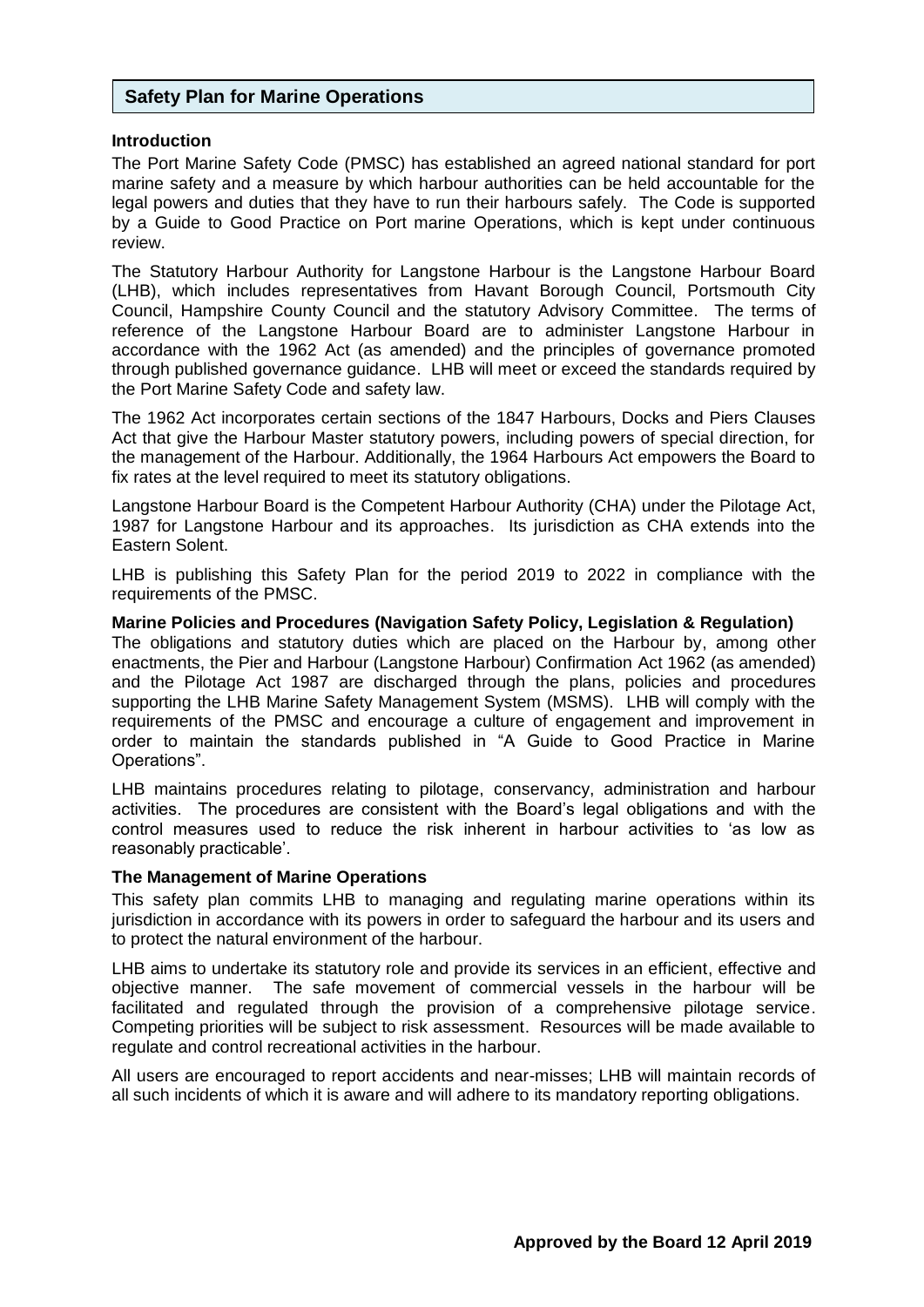## Safety Plan for Marine Operations

**Introduction**

The Port Marine Safety Code (PMSC) has established an agreed national standard for port marine safety and a measure by which harbour authorities can be held accountable for the legal powers and duties that they have to run their harbours safely. The Code is supported by a Guide to Good Practice on Port marine Operations, which is kept under continuous review.

The Statutory Harbour Authority for Langstone Harbour is the Langstone Harbour Board (LHB), which includes representatives from Havant Borough Council, Portsmouth City Council, Hampshire County Council and the statutory Advisory Committee. The terms of reference of the Langstone Harbour Board are to administer Langstone Harbour in accordance with the 1962 Act (as amended) and the principles of governance promoted through published governance guidance. LHB will meet or exceed the standards required by the Port Marine Safety Code and safety law.

The 1962 Act incorporates certain sections of the 1847 Harbours, Docks and Piers Clauses Act that give the Harbour Master statutory powers, including powers of special direction, for the management of the Harbour. Additionally, the 1964 Harbours Act empowers the Board to fix rates at the level required to meet its statutory obligations.

Langstone Harbour Board is the Competent Harbour Authority (CHA) under the Pilotage Act, 1987 for Langstone Harbour and its approaches. Its jurisdiction as CHA extends into the Eastern Solent.

LHB is publishing this Safety Plan for the period 2019 to 2022 in compliance with the requirements of the PMSC.

**Marine Policies and Procedures (Navigation Safety Policy, Legislation & Regulation)**

The obligations and statutory duties which are placed on the Harbour by, among other enactments, the Pier and Harbour (Langstone Harbour) Confirmation Act 1962 (as amended) and the Pilotage Act 1987 are discharged through the plans, policies and procedures supporting the LHB Marine Safety Management System (MSMS). LHB will comply with the requirements of the PMSC and encourage a culture of engagement and improvement in order to maintain the standards published in "A Guide to Good Practice in Marine Operations".

LHB maintains procedures relating to pilotage, conservancy, administration and harbour activities. The procedures are consistent with the Board's legal obligations and with the control measures used to reduce the risk inherent in harbour activities to 'as low as reasonably practicable'.

**The Management of Marine Operations**

This safety plan commits LHB to managing and regulating marine operations within its jurisdiction in accordance with its powers in order to safeguard the harbour and its users and to protect the natural environment of the harbour.

LHB aims to undertake its statutory role and provide its services in an efficient, effective and objective manner. The safe movement of commercial vessels in the harbour will be facilitated and regulated through the provision of a comprehensive pilotage service. Competing priorities will be subject to risk assessment. Resources will be made available to regulate and control recreational activities in the harbour.

All users are encouraged to report accidents and near-misses; LHB will maintain records of all such incidents of which it is aware and will adhere to its mandatory reporting obligations.

**Approved by the Board 12 April 2019**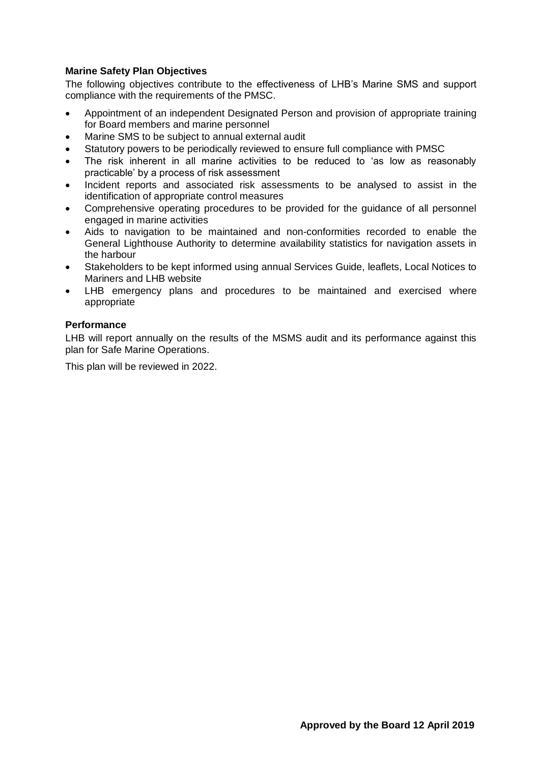**Marine Safety Plan Objectives**

The following objectives contribute to the effectiveness of LHB's Marine SMS and support compliance with the requirements of the PMSC.

- Appointment of an independent Designated Person and provision of appropriate training for Board members and marine personnel
- Marine SMS to be subject to annual external audit
- Statutory powers to be periodically reviewed to ensure full compliance with PMSC
- The risk inherent in all marine activities to be reduced to 'as low as reasonably practicable' by a process of risk assessment
- Incident reports and associated risk assessments to be analysed to assist in the identification of appropriate control measures
- Comprehensive operating procedures to be provided for the guidance of all personnel engaged in marine activities
- Aids to navigation to be maintained and non-conformities recorded to enable the General Lighthouse Authority to determine availability statistics for navigation assets in the harbour
- Stakeholders to be kept informed using annual Services Guide, leaflets, Local Notices to Mariners and LHB website
- LHB emergency plans and procedures to be maintained and exercised where appropriate

**Performance**

LHB will report annually on the results of the MSMS audit and its performance against this plan for Safe Marine Operations.

This plan will be reviewed in 2022.

**Approved by the Board 12 April 2019**